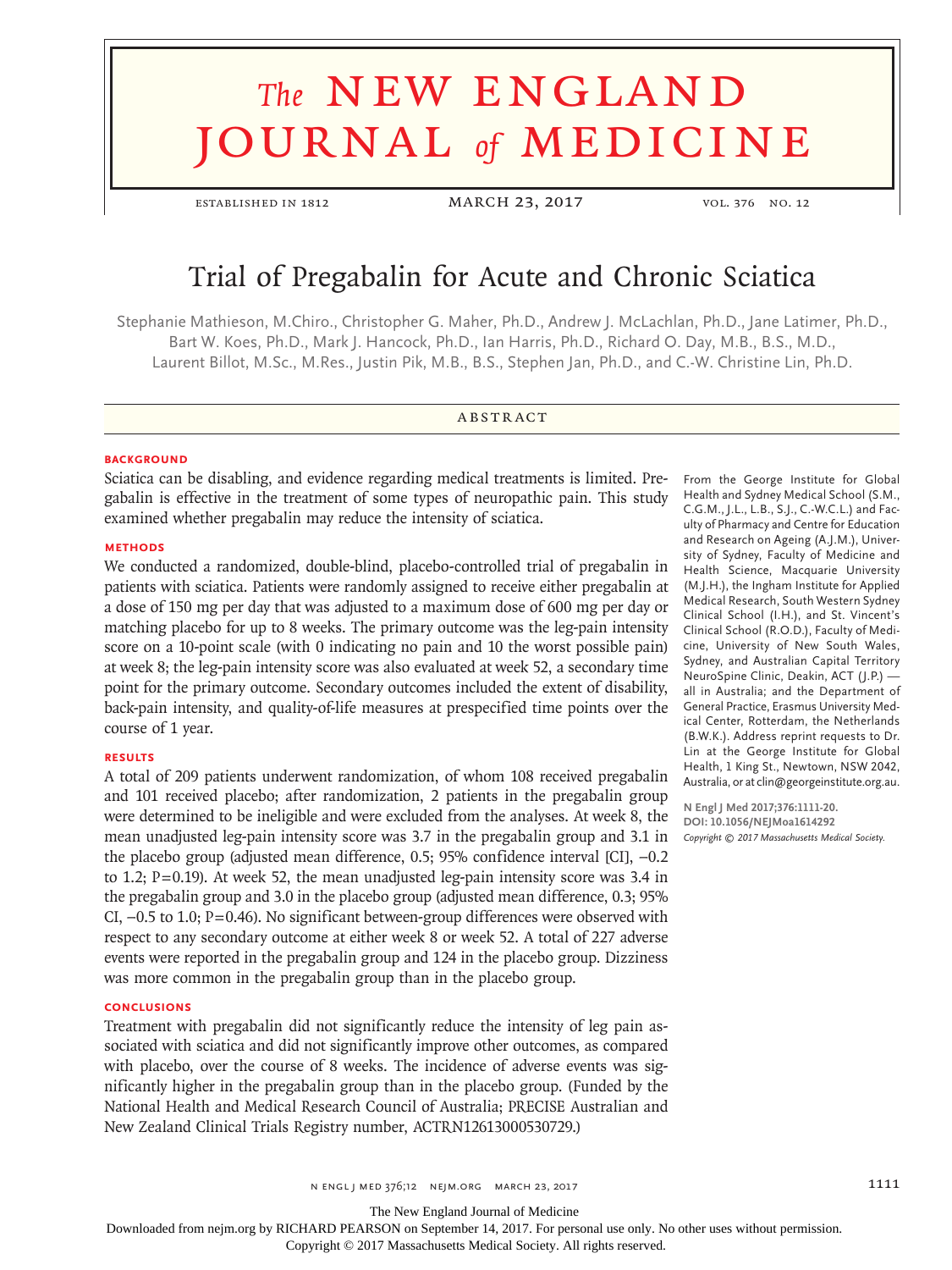# Trial of Pregabalin for Acute and Chronic Sciatica

Stephanie Mathieson, M.Chiro., Christopher G. Maher, Ph.D., Andrew J. McLachlan, Ph.D., Jane Latimer, Ph.D., Bart W. Koes, Ph.D., Mark J. Hancock, Ph.D., Ian Harris, Ph.D., Richard O. Day, M.B., B.S., M.D., Laurent Billot, M.Sc., M.Res., Justin Pik, M.B., B.S., Stephen Jan, Ph.D., and C.-W. Christine Lin, Ph.D.

## ABSTRACT

### BACKGROUND

Sciatica can be disabling, and evidence regarding medical treatments is limited. Pregabalin is effective in the treatment of some types of neuropathic pain. This study examined whether pregabalin may reduce the intensity of sciatica.

### METHODS

We conducted a randomized, double-blind, placebo-controlled trial of pregabalin in patients with sciatica. Patients were randomly assigned to receive either pregabalin at a dose of 150 mg per day that was adjusted to a maximum dose of 600 mg per day or matching placebo for up to 8 weeks. The primary outcome was the leg-pain intensity score on a 10-point scale (with 0 indicating no pain and 10 the worst possible pain) at week 8; the leg-pain intensity score was also evaluated at week 52, a secondary time point for the primary outcome. Secondary outcomes included the extent of disability, back-pain intensity, and quality-of-life measures at prespecified time points over the course of 1 year.

### RESULTS

A total of 209 patients underwent randomization, of whom 108 received pregabalin and 101 received placebo; after randomization, 2 patients in the pregabalin group were determined to be ineligible and were excluded from the analyses. At week 8, the mean unadjusted leg-pain intensity score was 3.7 in the pregabalin group and 3.1 in the placebo group (adjusted mean difference, 0.5; 95% confidence interval [CI], −0.2 to 1.2; P=0.19). At week 52, the mean unadjusted leg-pain intensity score was 3.4 in the pregabalin group and 3.0 in the placebo group (adjusted mean difference, 0.3; 95% CI, −0.5 to 1.0; P=0.46). No significant between-group differences were observed with respect to any secondary outcome at either week 8 or week 52. A total of 227 adverse events were reported in the pregabalin group and 124 in the placebo group. Dizziness was more common in the pregabalin group than in the placebo group.

### CONCLUSIONS

Treatment with pregabalin did not significantly reduce the intensity of leg pain associated with sciatica and did not significantly improve other outcomes, as compared with placebo, over the course of 8 weeks. The incidence of adverse events was significantly higher in the pregabalin group than in the placebo group. (Funded by the National Health and Medical Research Council of Australia; PRECISE Australian and New Zealand Clinical Trials Registry number, ACTRN12613000530729.)

From the George Institute for Global Health and Sydney Medical School (S.M., C.G.M., J.L., L.B., S.J., C.-W.C.L.) and Faculty of Pharmacy and Centre for Education and Research on Ageing (A.J.M.), University of Sydney, Faculty of Medicine and Health Science, Macquarie University (M.J.H.), the Ingham Institute for Applied Medical Research, South Western Sydney Clinical School (I.H.), and St. Vincent's Clinical School (R.O.D.), Faculty of Medicine, University of New South Wales, Sydney, and Australian Capital Territory NeuroSpine Clinic, Deakin, ACT (J.P.) — all in Australia; and the Department of General Practice, Erasmus University Medical Center, Rotterdam, the Netherlands (B.W.K.). Address reprint requests to Dr. Lin at the George Institute for Global Health, 1 King St., Newtown, NSW 2042, Australia, or at clin@georgeinstitute.org.au.

**N Engl J Med 2017;376:1111-20.**
**DOI: 10.1056/NEJMoa1614292**
*Copyright © 2017 Massachusetts Medical Society.*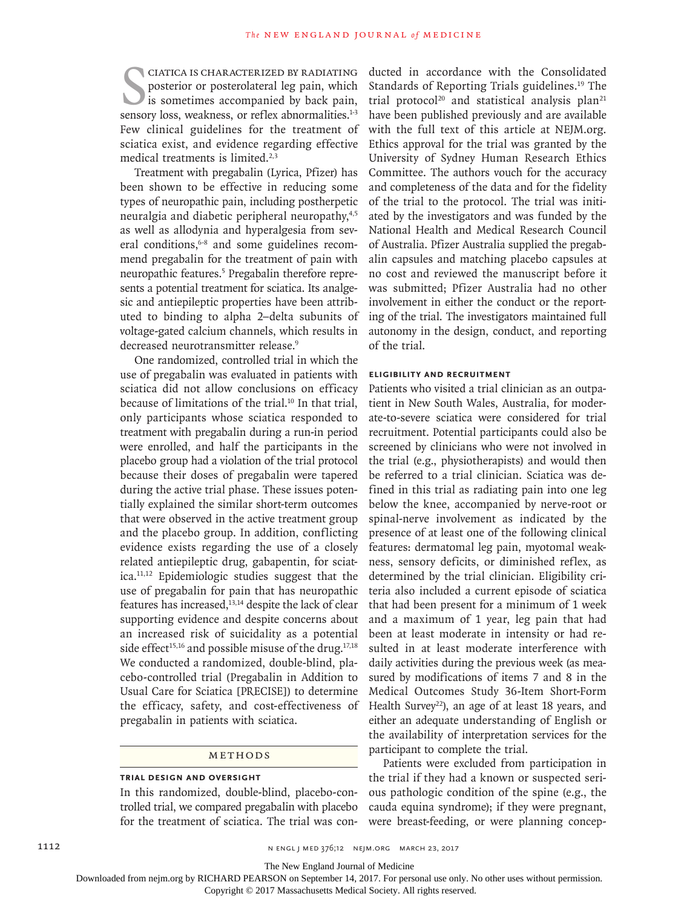Sciatica is characterized by radiating posterior or posterolateral leg pain, which is sometimes accompanied by back pain, sensory loss, weakness, or reflex abnormalities.[1-3] Few clinical guidelines for the treatment of sciatica exist, and evidence regarding effective medical treatments is limited.[2,3]

Treatment with pregabalin (Lyrica, Pfizer) has been shown to be effective in reducing some types of neuropathic pain, including postherpetic neuralgia and diabetic peripheral neuropathy,[4,5] as well as allodynia and hyperalgesia from several conditions,[6-8] and some guidelines recommend pregabalin for the treatment of pain with neuropathic features.[5] Pregabalin therefore represents a potential treatment for sciatica. Its analgesic and antiepileptic properties have been attributed to binding to alpha 2–delta subunits of voltage-gated calcium channels, which results in decreased neurotransmitter release.[9]

One randomized, controlled trial in which the use of pregabalin was evaluated in patients with sciatica did not allow conclusions on efficacy because of limitations of the trial.[10] In that trial, only participants whose sciatica responded to treatment with pregabalin during a run-in period were enrolled, and half the participants in the placebo group had a violation of the trial protocol because their doses of pregabalin were tapered during the active trial phase. These issues potentially explained the similar short-term outcomes that were observed in the active treatment group and the placebo group. In addition, conflicting evidence exists regarding the use of a closely related antiepileptic drug, gabapentin, for sciatica.[11,12] Epidemiologic studies suggest that the use of pregabalin for pain that has neuropathic features has increased,[13,14] despite the lack of clear supporting evidence and despite concerns about an increased risk of suicidality as a potential side effect[15,16] and possible misuse of the drug.[17,18] We conducted a randomized, double-blind, placebo-controlled trial (Pregabalin in Addition to Usual Care for Sciatica [PRECISE]) to determine the efficacy, safety, and cost-effectiveness of pregabalin in patients with sciatica.

## Methods

### Trial Design and Oversight

In this randomized, double-blind, placebo-controlled trial, we compared pregabalin with placebo for the treatment of sciatica. The trial was conducted in accordance with the Consolidated Standards of Reporting Trials guidelines.[19] The trial protocol[20] and statistical analysis plan[21] have been published previously and are available with the full text of this article at NEJM.org. Ethics approval for the trial was granted by the University of Sydney Human Research Ethics Committee. The authors vouch for the accuracy and completeness of the data and for the fidelity of the trial to the protocol. The trial was initiated by the investigators and was funded by the National Health and Medical Research Council of Australia. Pfizer Australia supplied the pregabalin capsules and matching placebo capsules at no cost and reviewed the manuscript before it was submitted; Pfizer Australia had no other involvement in either the conduct or the reporting of the trial. The investigators maintained full autonomy in the design, conduct, and reporting of the trial.

### Eligibility and Recruitment

Patients who visited a trial clinician as an outpatient in New South Wales, Australia, for moderate-to-severe sciatica were considered for trial recruitment. Potential participants could also be screened by clinicians who were not involved in the trial (e.g., physiotherapists) and would then be referred to a trial clinician. Sciatica was defined in this trial as radiating pain into one leg below the knee, accompanied by nerve-root or spinal-nerve involvement as indicated by the presence of at least one of the following clinical features: dermatomal leg pain, myotomal weakness, sensory deficits, or diminished reflex, as determined by the trial clinician. Eligibility criteria also included a current episode of sciatica that had been present for a minimum of 1 week and a maximum of 1 year, leg pain that had been at least moderate in intensity or had resulted in at least moderate interference with daily activities during the previous week (as measured by modifications of items 7 and 8 in the Medical Outcomes Study 36-Item Short-Form Health Survey[22]), an age of at least 18 years, and either an adequate understanding of English or the availability of interpretation services for the participant to complete the trial.

Patients were excluded from participation in the trial if they had a known or suspected serious pathologic condition of the spine (e.g., the cauda equina syndrome); if they were pregnant, were breast-feeding, or were planning concep-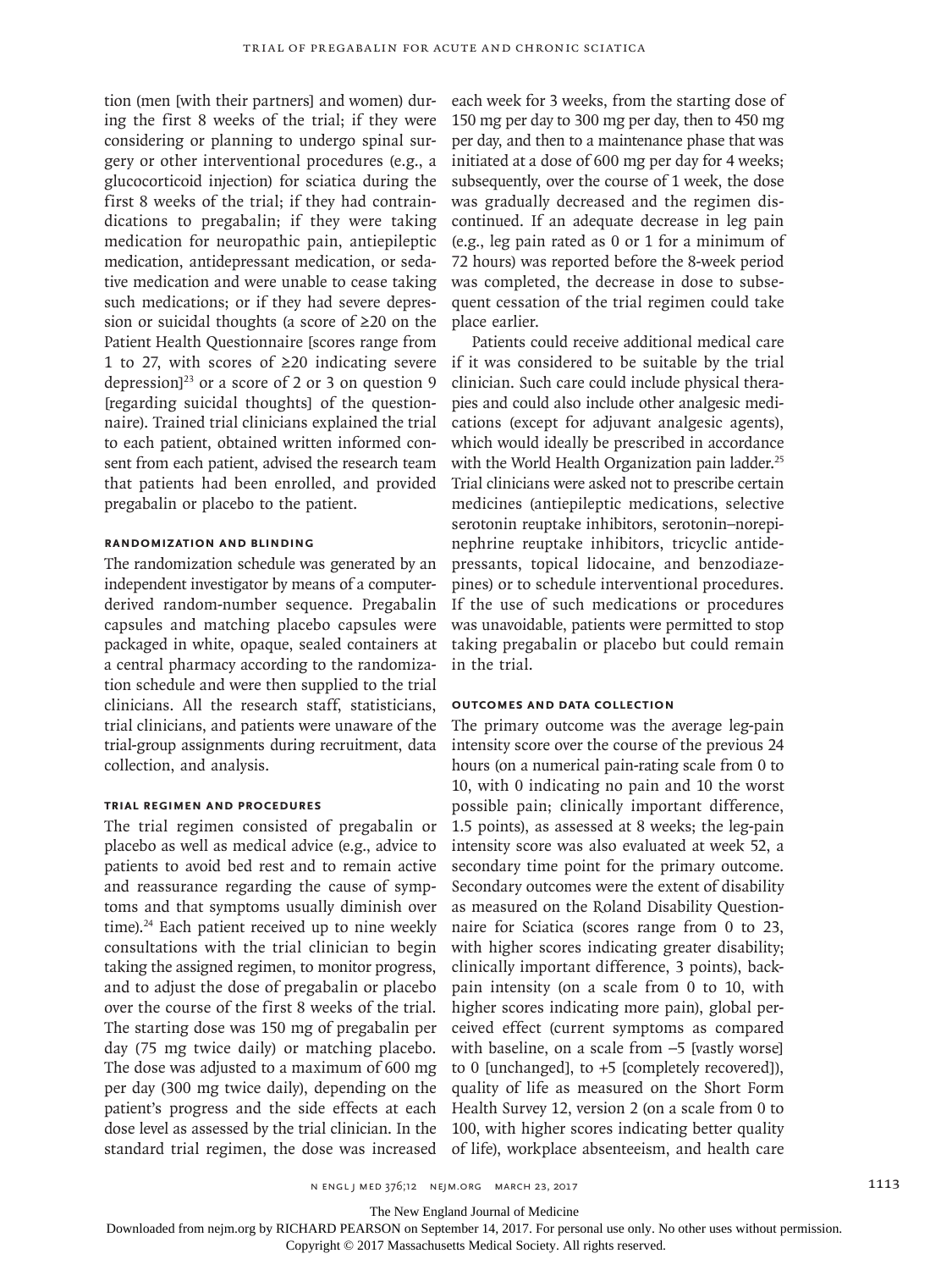tion (men [with their partners] and women) during the first 8 weeks of the trial; if they were considering or planning to undergo spinal surgery or other interventional procedures (e.g., a glucocorticoid injection) for sciatica during the first 8 weeks of the trial; if they had contraindications to pregabalin; if they were taking medication for neuropathic pain, antiepileptic medication, antidepressant medication, or sedative medication and were unable to cease taking such medications; or if they had severe depression or suicidal thoughts (a score of ≥20 on the Patient Health Questionnaire [scores range from 1 to 27, with scores of ≥20 indicating severe depression][23] or a score of 2 or 3 on question 9 [regarding suicidal thoughts] of the questionnaire). Trained trial clinicians explained the trial to each patient, obtained written informed consent from each patient, advised the research team that patients had been enrolled, and provided pregabalin or placebo to the patient.

### Randomization and Blinding

The randomization schedule was generated by an independent investigator by means of a computer-derived random-number sequence. Pregabalin capsules and matching placebo capsules were packaged in white, opaque, sealed containers at a central pharmacy according to the randomization schedule and were then supplied to the trial clinicians. All the research staff, statisticians, trial clinicians, and patients were unaware of the trial-group assignments during recruitment, data collection, and analysis.

### Trial Regimen and Procedures

The trial regimen consisted of pregabalin or placebo as well as medical advice (e.g., advice to patients to avoid bed rest and to remain active and reassurance regarding the cause of symptoms and that symptoms usually diminish over time).[24] Each patient received up to nine weekly consultations with the trial clinician to begin taking the assigned regimen, to monitor progress, and to adjust the dose of pregabalin or placebo over the course of the first 8 weeks of the trial. The starting dose was 150 mg of pregabalin per day (75 mg twice daily) or matching placebo. The dose was adjusted to a maximum of 600 mg per day (300 mg twice daily), depending on the patient's progress and the side effects at each dose level as assessed by the trial clinician. In the standard trial regimen, the dose was increased each week for 3 weeks, from the starting dose of 150 mg per day to 300 mg per day, then to 450 mg per day, and then to a maintenance phase that was initiated at a dose of 600 mg per day for 4 weeks; subsequently, over the course of 1 week, the dose was gradually decreased and the regimen discontinued. If an adequate decrease in leg pain (e.g., leg pain rated as 0 or 1 for a minimum of 72 hours) was reported before the 8-week period was completed, the decrease in dose to subsequent cessation of the trial regimen could take place earlier.

Patients could receive additional medical care if it was considered to be suitable by the trial clinician. Such care could include physical therapies and could also include other analgesic medications (except for adjuvant analgesic agents), which would ideally be prescribed in accordance with the World Health Organization pain ladder.[25] Trial clinicians were asked not to prescribe certain medicines (antiepileptic medications, selective serotonin reuptake inhibitors, serotonin–norepinephrine reuptake inhibitors, tricyclic antidepressants, topical lidocaine, and benzodiazepines) or to schedule interventional procedures. If the use of such medications or procedures was unavoidable, patients were permitted to stop taking pregabalin or placebo but could remain in the trial.

### Outcomes and Data Collection

The primary outcome was the average leg-pain intensity score over the course of the previous 24 hours (on a numerical pain-rating scale from 0 to 10, with 0 indicating no pain and 10 the worst possible pain; clinically important difference, 1.5 points), as assessed at 8 weeks; the leg-pain intensity score was also evaluated at week 52, a secondary time point for the primary outcome. Secondary outcomes were the extent of disability as measured on the Roland Disability Questionnaire for Sciatica (scores range from 0 to 23, with higher scores indicating greater disability; clinically important difference, 3 points), back-pain intensity (on a scale from 0 to 10, with higher scores indicating more pain), global perceived effect (current symptoms as compared with baseline, on a scale from −5 [vastly worse] to 0 [unchanged], to +5 [completely recovered]), quality of life as measured on the Short Form Health Survey 12, version 2 (on a scale from 0 to 100, with higher scores indicating better quality of life), workplace absenteeism, and health care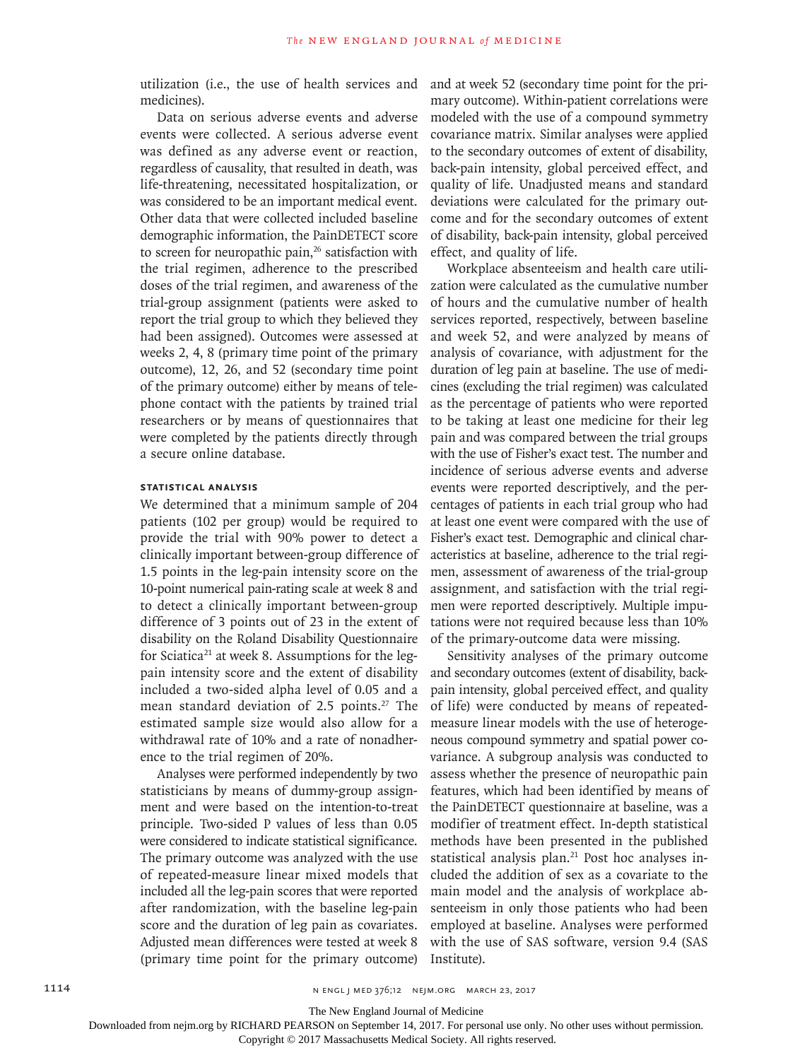utilization (i.e., the use of health services and medicines).

Data on serious adverse events and adverse events were collected. A serious adverse event was defined as any adverse event or reaction, regardless of causality, that resulted in death, was life-threatening, necessitated hospitalization, or was considered to be an important medical event. Other data that were collected included baseline demographic information, the PainDETECT score to screen for neuropathic pain,[26] satisfaction with the trial regimen, adherence to the prescribed doses of the trial regimen, and awareness of the trial-group assignment (patients were asked to report the trial group to which they believed they had been assigned). Outcomes were assessed at weeks 2, 4, 8 (primary time point of the primary outcome), 12, 26, and 52 (secondary time point of the primary outcome) either by means of telephone contact with the patients by trained trial researchers or by means of questionnaires that were completed by the patients directly through a secure online database.

#### STATISTICAL ANALYSIS

We determined that a minimum sample of 204 patients (102 per group) would be required to provide the trial with 90% power to detect a clinically important between-group difference of 1.5 points in the leg-pain intensity score on the 10-point numerical pain-rating scale at week 8 and to detect a clinically important between-group difference of 3 points out of 23 in the extent of disability on the Roland Disability Questionnaire for Sciatica[21] at week 8. Assumptions for the leg-pain intensity score and the extent of disability included a two-sided alpha level of 0.05 and a mean standard deviation of 2.5 points.[27] The estimated sample size would also allow for a withdrawal rate of 10% and a rate of nonadherence to the trial regimen of 20%.

Analyses were performed independently by two statisticians by means of dummy-group assignment and were based on the intention-to-treat principle. Two-sided P values of less than 0.05 were considered to indicate statistical significance. The primary outcome was analyzed with the use of repeated-measure linear mixed models that included all the leg-pain scores that were reported after randomization, with the baseline leg-pain score and the duration of leg pain as covariates. Adjusted mean differences were tested at week 8 (primary time point for the primary outcome) and at week 52 (secondary time point for the primary outcome). Within-patient correlations were modeled with the use of a compound symmetry covariance matrix. Similar analyses were applied to the secondary outcomes of extent of disability, back-pain intensity, global perceived effect, and quality of life. Unadjusted means and standard deviations were calculated for the primary outcome and for the secondary outcomes of extent of disability, back-pain intensity, global perceived effect, and quality of life.

Workplace absenteeism and health care utilization were calculated as the cumulative number of hours and the cumulative number of health services reported, respectively, between baseline and week 52, and were analyzed by means of analysis of covariance, with adjustment for the duration of leg pain at baseline. The use of medicines (excluding the trial regimen) was calculated as the percentage of patients who were reported to be taking at least one medicine for their leg pain and was compared between the trial groups with the use of Fisher's exact test. The number and incidence of serious adverse events and adverse events were reported descriptively, and the percentages of patients in each trial group who had at least one event were compared with the use of Fisher's exact test. Demographic and clinical characteristics at baseline, adherence to the trial regimen, assessment of awareness of the trial-group assignment, and satisfaction with the trial regimen were reported descriptively. Multiple imputations were not required because less than 10% of the primary-outcome data were missing.

Sensitivity analyses of the primary outcome and secondary outcomes (extent of disability, back-pain intensity, global perceived effect, and quality of life) were conducted by means of repeated-measure linear models with the use of heterogeneous compound symmetry and spatial power covariance. A subgroup analysis was conducted to assess whether the presence of neuropathic pain features, which had been identified by means of the PainDETECT questionnaire at baseline, was a modifier of treatment effect. In-depth statistical methods have been presented in the published statistical analysis plan.[21] Post hoc analyses included the addition of sex as a covariate to the main model and the analysis of workplace absenteeism in only those patients who had been employed at baseline. Analyses were performed with the use of SAS software, version 9.4 (SAS Institute).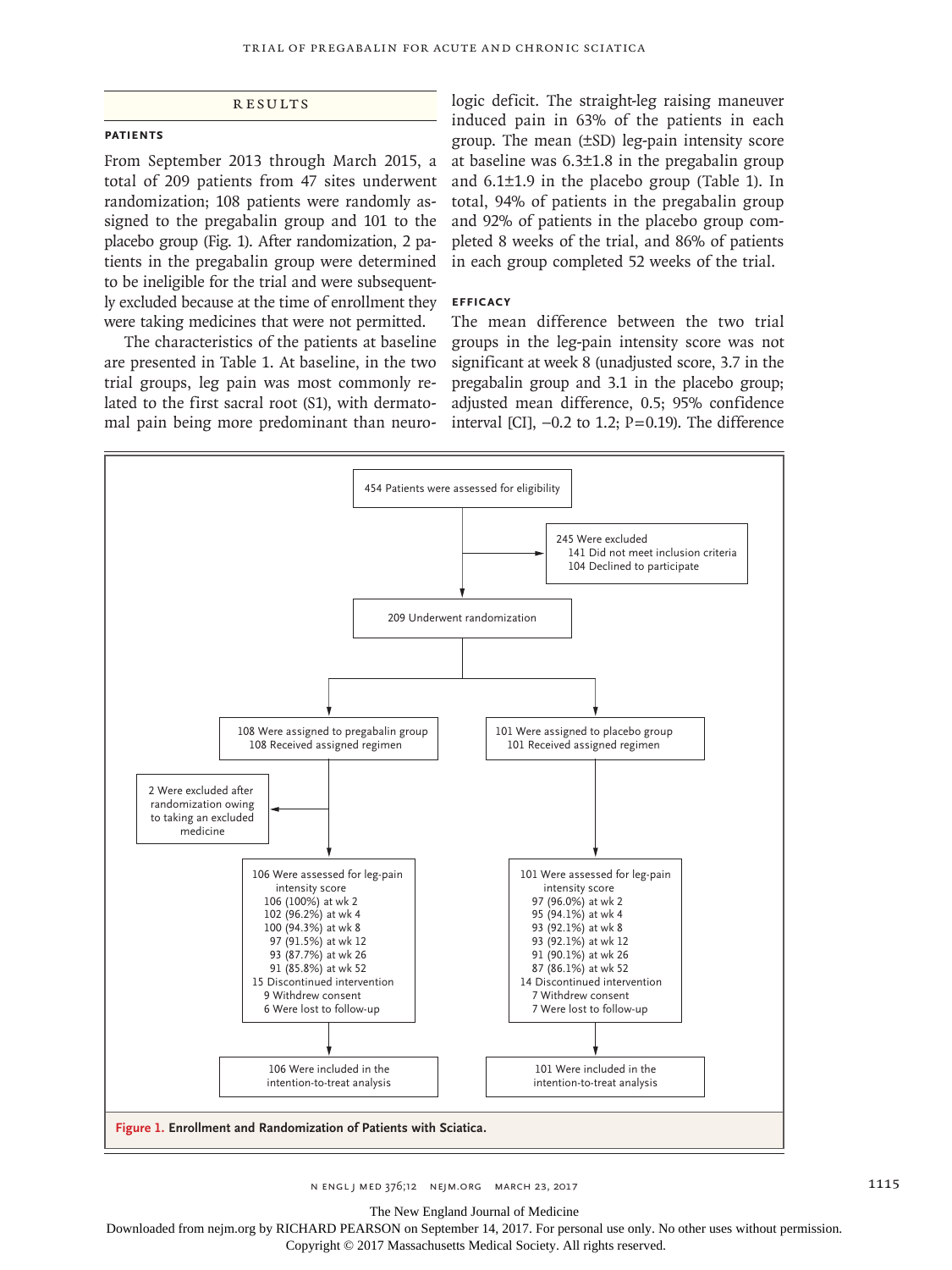## RESULTS

### PATIENTS

From September 2013 through March 2015, a total of 209 patients from 47 sites underwent randomization; 108 patients were randomly assigned to the pregabalin group and 101 to the placebo group (Fig. 1). After randomization, 2 patients in the pregabalin group were determined to be ineligible for the trial and were subsequently excluded because at the time of enrollment they were taking medicines that were not permitted.

The characteristics of the patients at baseline are presented in Table 1. At baseline, in the two trial groups, leg pain was most commonly related to the first sacral root (S1), with dermatomal pain being more predominant than neurologic deficit. The straight-leg raising maneuver induced pain in 63% of the patients in each group. The mean (±SD) leg-pain intensity score at baseline was 6.3±1.8 in the pregabalin group and 6.1±1.9 in the placebo group (Table 1). In total, 94% of patients in the pregabalin group and 92% of patients in the placebo group completed 8 weeks of the trial, and 86% of patients in each group completed 52 weeks of the trial.

### EFFICACY

The mean difference between the two trial groups in the leg-pain intensity score was not significant at week 8 (unadjusted score, 3.7 in the pregabalin group and 3.1 in the placebo group; adjusted mean difference, 0.5; 95% confidence interval [CI], −0.2 to 1.2; P=0.19). The difference

454 Patients were assessed for eligibility

245 Were excluded
- 141 Did not meet inclusion criteria
- 104 Declined to participate

209 Underwent randomization

108 Were assigned to pregabalin group
108 Received assigned regimen

101 Were assigned to placebo group
101 Received assigned regimen

2 Were excluded after randomization owing to taking an excluded medicine

106 Were assessed for leg-pain intensity score
- 106 (100%) at wk 2
- 102 (96.2%) at wk 4
- 100 (94.3%) at wk 8
- 97 (91.5%) at wk 12
- 93 (87.7%) at wk 26
- 91 (85.8%) at wk 52

15 Discontinued intervention
- 9 Withdrew consent
- 6 Were lost to follow-up

101 Were assessed for leg-pain intensity score
- 97 (96.0%) at wk 2
- 95 (94.1%) at wk 4
- 93 (92.1%) at wk 8
- 93 (92.1%) at wk 12
- 91 (90.1%) at wk 26
- 87 (86.1%) at wk 52

14 Discontinued intervention
- 7 Withdrew consent
- 7 Were lost to follow-up

106 Were included in the intention-to-treat analysis

101 Were included in the intention-to-treat analysis

**Figure 1. Enrollment and Randomization of Patients with Sciatica.**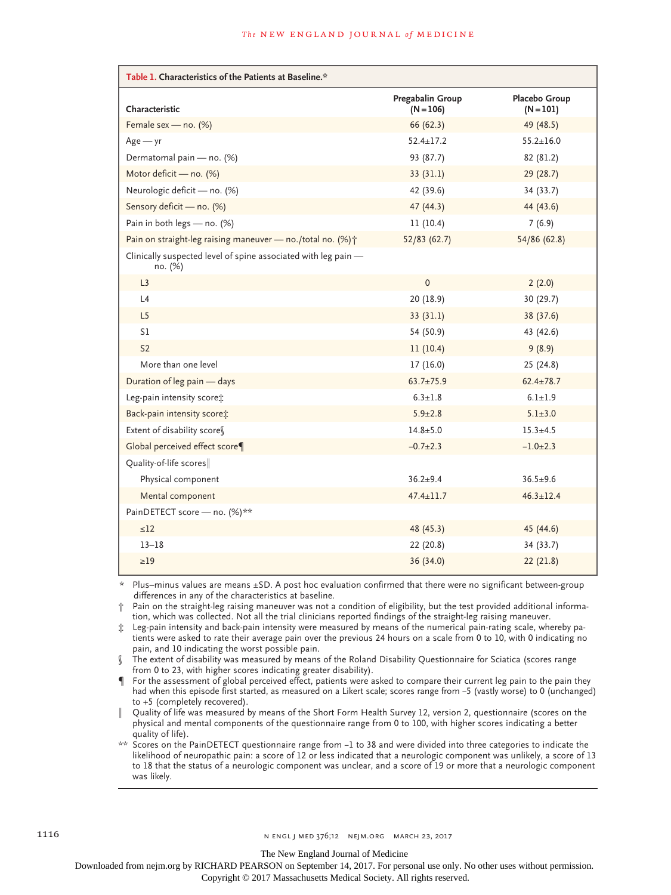**Table 1. Characteristics of the Patients at Baseline.***

| Characteristic | Pregabalin Group (N=106) | Placebo Group (N=101) |
|---|---|---|
| Female sex — no. (%) | 66 (62.3) | 49 (48.5) |
| Age — yr | 52.4±17.2 | 55.2±16.0 |
| Dermatomal pain — no. (%) | 93 (87.7) | 82 (81.2) |
| Motor deficit — no. (%) | 33 (31.1) | 29 (28.7) |
| Neurologic deficit — no. (%) | 42 (39.6) | 34 (33.7) |
| Sensory deficit — no. (%) | 47 (44.3) | 44 (43.6) |
| Pain in both legs — no. (%) | 11 (10.4) | 7 (6.9) |
| Pain on straight-leg raising maneuver — no./total no. (%)† | 52/83 (62.7) | 54/86 (62.8) |
| Clinically suspected level of spine associated with leg pain — no. (%) | | |
| L3 | 0 | 2 (2.0) |
| L4 | 20 (18.9) | 30 (29.7) |
| L5 | 33 (31.1) | 38 (37.6) |
| S1 | 54 (50.9) | 43 (42.6) |
| S2 | 11 (10.4) | 9 (8.9) |
| More than one level | 17 (16.0) | 25 (24.8) |
| Duration of leg pain — days | 63.7±75.9 | 62.4±78.7 |
| Leg-pain intensity score‡ | 6.3±1.8 | 6.1±1.9 |
| Back-pain intensity score‡ | 5.9±2.8 | 5.1±3.0 |
| Extent of disability score§ | 14.8±5.0 | 15.3±4.5 |
| Global perceived effect score¶ | −0.7±2.3 | −1.0±2.3 |
| Quality-of-life scores‖ | | |
| Physical component | 36.2±9.4 | 36.5±9.6 |
| Mental component | 47.4±11.7 | 46.3±12.4 |
| PainDETECT score — no. (%)** | | |
| ≤12 | 48 (45.3) | 45 (44.6) |
| 13–18 | 22 (20.8) | 34 (33.7) |
| ≥19 | 36 (34.0) | 22 (21.8) |

\* Plus–minus values are means ±SD. A post hoc evaluation confirmed that there were no significant between-group differences in any of the characteristics at baseline.

† Pain on the straight-leg raising maneuver was not a condition of eligibility, but the test provided additional information, which was collected. Not all the trial clinicians reported findings of the straight-leg raising maneuver.

‡ Leg-pain intensity and back-pain intensity were measured by means of the numerical pain-rating scale, whereby patients were asked to rate their average pain over the previous 24 hours on a scale from 0 to 10, with 0 indicating no pain, and 10 indicating the worst possible pain.

§ The extent of disability was measured by means of the Roland Disability Questionnaire for Sciatica (scores range from 0 to 23, with higher scores indicating greater disability).

¶ For the assessment of global perceived effect, patients were asked to compare their current leg pain to the pain they had when this episode first started, as measured on a Likert scale; scores range from −5 (vastly worse) to 0 (unchanged) to +5 (completely recovered).

‖ Quality of life was measured by means of the Short Form Health Survey 12, version 2, questionnaire (scores on the physical and mental components of the questionnaire range from 0 to 100, with higher scores indicating a better quality of life).

** Scores on the PainDETECT questionnaire range from −1 to 38 and were divided into three categories to indicate the likelihood of neuropathic pain: a score of 12 or less indicated that a neurologic component was unlikely, a score of 13 to 18 that the status of a neurologic component was unclear, and a score of 19 or more that a neurologic component was likely.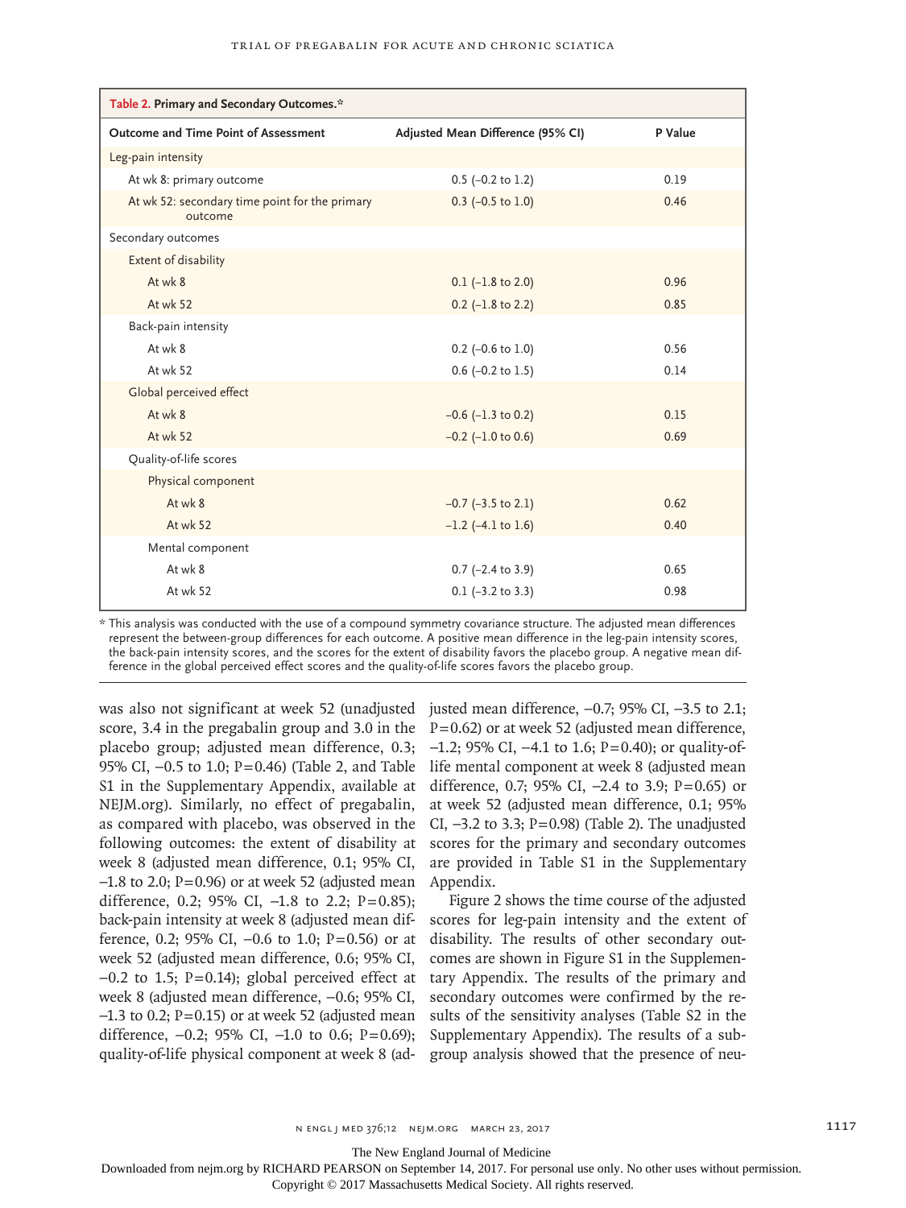**Table 2. Primary and Secondary Outcomes.***

| Outcome and Time Point of Assessment | Adjusted Mean Difference (95% CI) | P Value |
|---|---|---|
| Leg-pain intensity | | |
| At wk 8: primary outcome | 0.5 (−0.2 to 1.2) | 0.19 |
| At wk 52: secondary time point for the primary outcome | 0.3 (−0.5 to 1.0) | 0.46 |
| Secondary outcomes | | |
| Extent of disability | | |
| At wk 8 | 0.1 (−1.8 to 2.0) | 0.96 |
| At wk 52 | 0.2 (−1.8 to 2.2) | 0.85 |
| Back-pain intensity | | |
| At wk 8 | 0.2 (−0.6 to 1.0) | 0.56 |
| At wk 52 | 0.6 (−0.2 to 1.5) | 0.14 |
| Global perceived effect | | |
| At wk 8 | −0.6 (−1.3 to 0.2) | 0.15 |
| At wk 52 | −0.2 (−1.0 to 0.6) | 0.69 |
| Quality-of-life scores | | |
| Physical component | | |
| At wk 8 | −0.7 (−3.5 to 2.1) | 0.62 |
| At wk 52 | −1.2 (−4.1 to 1.6) | 0.40 |
| Mental component | | |
| At wk 8 | 0.7 (−2.4 to 3.9) | 0.65 |
| At wk 52 | 0.1 (−3.2 to 3.3) | 0.98 |

* This analysis was conducted with the use of a compound symmetry covariance structure. The adjusted mean differences represent the between-group differences for each outcome. A positive mean difference in the leg-pain intensity scores, the back-pain intensity scores, and the scores for the extent of disability favors the placebo group. A negative mean difference in the global perceived effect scores and the quality-of-life scores favors the placebo group.

was also not significant at week 52 (unadjusted score, 3.4 in the pregabalin group and 3.0 in the placebo group; adjusted mean difference, 0.3; 95% CI, −0.5 to 1.0; P=0.46) (Table 2, and Table S1 in the Supplementary Appendix, available at NEJM.org). Similarly, no effect of pregabalin, as compared with placebo, was observed in the following outcomes: the extent of disability at week 8 (adjusted mean difference, 0.1; 95% CI, −1.8 to 2.0; P=0.96) or at week 52 (adjusted mean difference, 0.2; 95% CI, −1.8 to 2.2; P=0.85); back-pain intensity at week 8 (adjusted mean difference, 0.2; 95% CI, −0.6 to 1.0; P=0.56) or at week 52 (adjusted mean difference, 0.6; 95% CI, −0.2 to 1.5; P=0.14); global perceived effect at week 8 (adjusted mean difference, −0.6; 95% CI, −1.3 to 0.2; P=0.15) or at week 52 (adjusted mean difference, −0.2; 95% CI, −1.0 to 0.6; P=0.69); quality-of-life physical component at week 8 (adjusted mean difference, −0.7; 95% CI, −3.5 to 2.1; P=0.62) or at week 52 (adjusted mean difference, −1.2; 95% CI, −4.1 to 1.6; P=0.40); or quality-of-life mental component at week 8 (adjusted mean difference, 0.7; 95% CI, −2.4 to 3.9; P=0.65) or at week 52 (adjusted mean difference, 0.1; 95% CI, −3.2 to 3.3; P=0.98) (Table 2). The unadjusted scores for the primary and secondary outcomes are provided in Table S1 in the Supplementary Appendix.

Figure 2 shows the time course of the adjusted scores for leg-pain intensity and the extent of disability. The results of other secondary outcomes are shown in Figure S1 in the Supplementary Appendix. The results of the primary and secondary outcomes were confirmed by the results of the sensitivity analyses (Table S2 in the Supplementary Appendix). The results of a subgroup analysis showed that the presence of neu-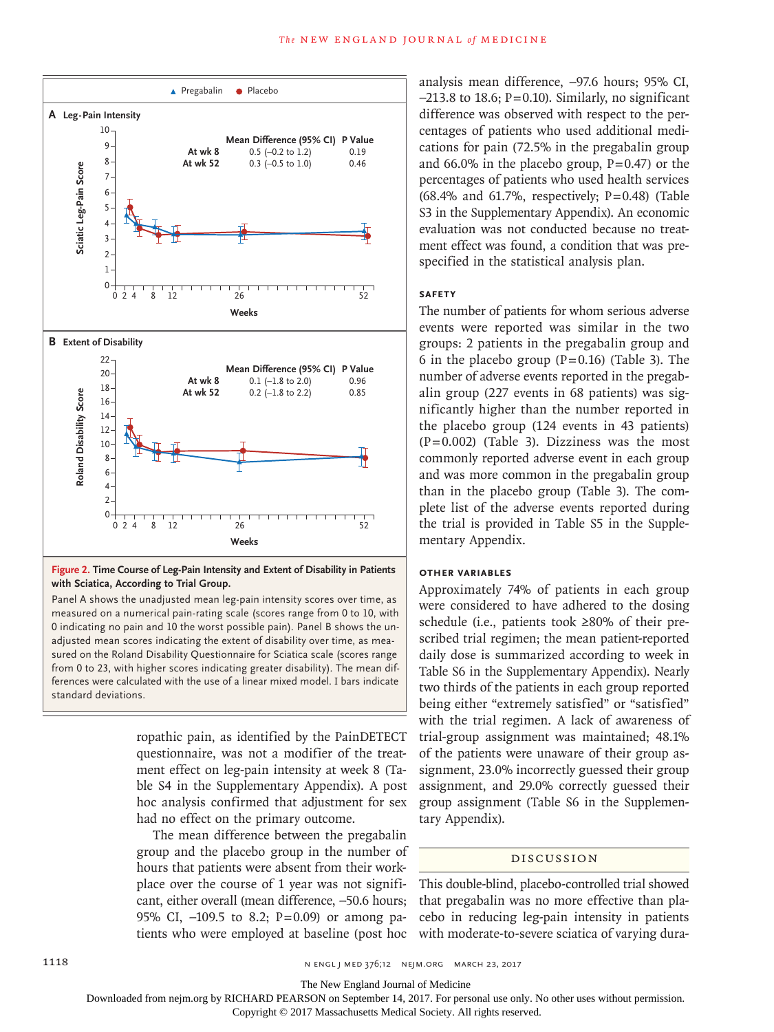**Figure 2. Time Course of Leg-Pain Intensity and Extent of Disability in Patients with Sciatica, According to Trial Group.**

Panel A shows the unadjusted mean leg-pain intensity scores over time, as measured on a numerical pain-rating scale (scores range from 0 to 10, with 0 indicating no pain and 10 the worst possible pain). Panel B shows the unadjusted mean scores indicating the extent of disability over time, as measured on the Roland Disability Questionnaire for Sciatica scale (scores range from 0 to 23, with higher scores indicating greater disability). The mean differences were calculated with the use of a linear mixed model. I bars indicate standard deviations.

ropathic pain, as identified by the PainDETECT questionnaire, was not a modifier of the treatment effect on leg-pain intensity at week 8 (Table S4 in the Supplementary Appendix). A post hoc analysis confirmed that adjustment for sex had no effect on the primary outcome.

The mean difference between the pregabalin group and the placebo group in the number of hours that patients were absent from their workplace over the course of 1 year was not significant, either overall (mean difference, −50.6 hours; 95% CI, −109.5 to 8.2; P=0.09) or among patients who were employed at baseline (post hoc analysis mean difference, −97.6 hours; 95% CI, −213.8 to 18.6; P=0.10). Similarly, no significant difference was observed with respect to the percentages of patients who used additional medications for pain (72.5% in the pregabalin group and 66.0% in the placebo group, P=0.47) or the percentages of patients who used health services (68.4% and 61.7%, respectively; P=0.48) (Table S3 in the Supplementary Appendix). An economic evaluation was not conducted because no treatment effect was found, a condition that was prespecified in the statistical analysis plan.

### SAFETY

The number of patients for whom serious adverse events were reported was similar in the two groups: 2 patients in the pregabalin group and 6 in the placebo group (P=0.16) (Table 3). The number of adverse events reported in the pregabalin group (227 events in 68 patients) was significantly higher than the number reported in the placebo group (124 events in 43 patients) (P=0.002) (Table 3). Dizziness was the most commonly reported adverse event in each group and was more common in the pregabalin group than in the placebo group (Table 3). The complete list of the adverse events reported during the trial is provided in Table S5 in the Supplementary Appendix.

### OTHER VARIABLES

Approximately 74% of patients in each group were considered to have adhered to the dosing schedule (i.e., patients took ≥80% of their prescribed trial regimen; the mean patient-reported daily dose is summarized according to week in Table S6 in the Supplementary Appendix). Nearly two thirds of the patients in each group reported being either "extremely satisfied" or "satisfied" with the trial regimen. A lack of awareness of trial-group assignment was maintained; 48.1% of the patients were unaware of their group assignment, 23.0% incorrectly guessed their group assignment, and 29.0% correctly guessed their group assignment (Table S6 in the Supplementary Appendix).

## DISCUSSION

This double-blind, placebo-controlled trial showed that pregabalin was no more effective than placebo in reducing leg-pain intensity in patients with moderate-to-severe sciatica of varying dura-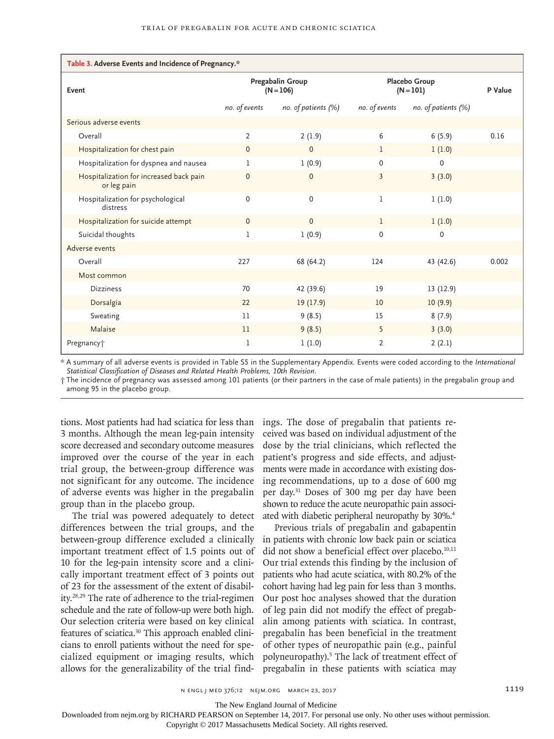**Table 3. Adverse Events and Incidence of Pregnancy.***

| Event | Pregabalin Group (N=106) | | Placebo Group (N=101) | | P Value |
|---|---|---|---|---|---|
| | *no. of events* | *no. of patients (%)* | *no. of events* | *no. of patients (%)* | |
| Serious adverse events | | | | | |
| Overall | 2 | 2 (1.9) | 6 | 6 (5.9) | 0.16 |
| Hospitalization for chest pain | 0 | 0 | 1 | 1 (1.0) | |
| Hospitalization for dyspnea and nausea | 1 | 1 (0.9) | 0 | 0 | |
| Hospitalization for increased back pain or leg pain | 0 | 0 | 3 | 3 (3.0) | |
| Hospitalization for psychological distress | 0 | 0 | 1 | 1 (1.0) | |
| Hospitalization for suicide attempt | 0 | 0 | 1 | 1 (1.0) | |
| Suicidal thoughts | 1 | 1 (0.9) | 0 | 0 | |
| Adverse events | | | | | |
| Overall | 227 | 68 (64.2) | 124 | 43 (42.6) | 0.002 |
| Most common | | | | | |
| Dizziness | 70 | 42 (39.6) | 19 | 13 (12.9) | |
| Dorsalgia | 22 | 19 (17.9) | 10 | 10 (9.9) | |
| Sweating | 11 | 9 (8.5) | 15 | 8 (7.9) | |
| Malaise | 11 | 9 (8.5) | 5 | 3 (3.0) | |
| Pregnancy† | 1 | 1 (1.0) | 2 | 2 (2.1) | |

\* A summary of all adverse events is provided in Table S5 in the Supplementary Appendix. Events were coded according to the *International Statistical Classification of Diseases and Related Health Problems, 10th Revision.*

† The incidence of pregnancy was assessed among 101 patients (or their partners in the case of male patients) in the pregabalin group and among 95 in the placebo group.

tions. Most patients had had sciatica for less than 3 months. Although the mean leg-pain intensity score decreased and secondary outcome measures improved over the course of the year in each trial group, the between-group difference was not significant for any outcome. The incidence of adverse events was higher in the pregabalin group than in the placebo group.

The trial was powered adequately to detect differences between the trial groups, and the between-group difference excluded a clinically important treatment effect of 1.5 points out of 10 for the leg-pain intensity score and a clinically important treatment effect of 3 points out of 23 for the assessment of the extent of disability.[28,29] The rate of adherence to the trial-regimen schedule and the rate of follow-up were both high. Our selection criteria were based on key clinical features of sciatica.[30] This approach enabled clinicians to enroll patients without the need for specialized equipment or imaging results, which allows for the generalizability of the trial findings. The dose of pregabalin that patients received was based on individual adjustment of the dose by the trial clinicians, which reflected the patient's progress and side effects, and adjustments were made in accordance with existing dosing recommendations, up to a dose of 600 mg per day.[31] Doses of 300 mg per day have been shown to reduce the acute neuropathic pain associated with diabetic peripheral neuropathy by 30%.[4]

Previous trials of pregabalin and gabapentin in patients with chronic low back pain or sciatica did not show a beneficial effect over placebo.[10,11] Our trial extends this finding by the inclusion of patients who had acute sciatica, with 80.2% of the cohort having had leg pain for less than 3 months. Our post hoc analyses showed that the duration of leg pain did not modify the effect of pregabalin among patients with sciatica. In contrast, pregabalin has been beneficial in the treatment of other types of neuropathic pain (e.g., painful polyneuropathy).[5] The lack of treatment effect of pregabalin in these patients with sciatica may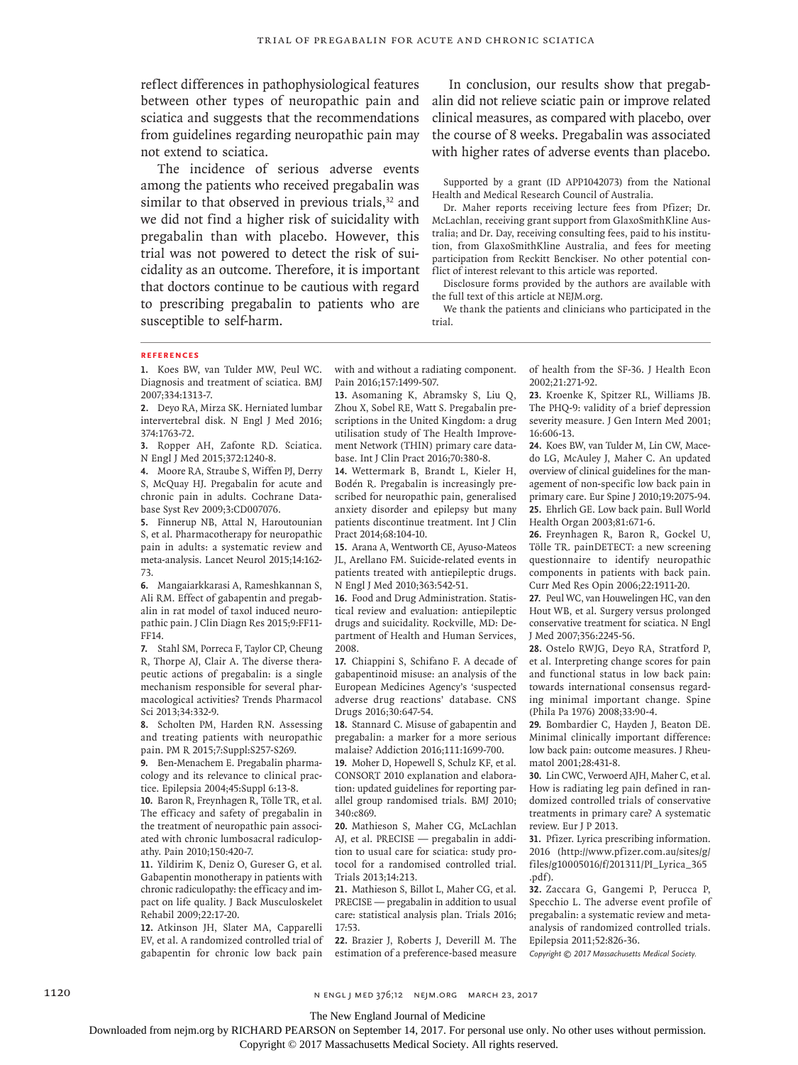reflect differences in pathophysiological features between other types of neuropathic pain and sciatica and suggests that the recommendations from guidelines regarding neuropathic pain may not extend to sciatica.

The incidence of serious adverse events among the patients who received pregabalin was similar to that observed in previous trials,[32] and we did not find a higher risk of suicidality with pregabalin than with placebo. However, this trial was not powered to detect the risk of suicidality as an outcome. Therefore, it is important that doctors continue to be cautious with regard to prescribing pregabalin to patients who are susceptible to self-harm.

In conclusion, our results show that pregabalin did not relieve sciatic pain or improve related clinical measures, as compared with placebo, over the course of 8 weeks. Pregabalin was associated with higher rates of adverse events than placebo.

Supported by a grant (ID APP1042073) from the National Health and Medical Research Council of Australia.

Dr. Maher reports receiving lecture fees from Pfizer; Dr. McLachlan, receiving grant support from GlaxoSmithKline Australia; and Dr. Day, receiving consulting fees, paid to his institution, from GlaxoSmithKline Australia, and fees for meeting participation from Reckitt Benckiser. No other potential conflict of interest relevant to this article was reported.

Disclosure forms provided by the authors are available with the full text of this article at NEJM.org.

We thank the patients and clinicians who participated in the trial.

## References

1. Koes BW, van Tulder MW, Peul WC. Diagnosis and treatment of sciatica. BMJ 2007;334:1313-7.
2. Deyo RA, Mirza SK. Herniated lumbar intervertebral disk. N Engl J Med 2016;374:1763-72.
3. Ropper AH, Zafonte RD. Sciatica. N Engl J Med 2015;372:1240-8.
4. Moore RA, Straube S, Wiffen PJ, Derry S, McQuay HJ. Pregabalin for acute and chronic pain in adults. Cochrane Database Syst Rev 2009;3:CD007076.
5. Finnerup NB, Attal N, Haroutounian S, et al. Pharmacotherapy for neuropathic pain in adults: a systematic review and meta-analysis. Lancet Neurol 2015;14:162-73.
6. Mangaiarkkarasi A, Rameshkannan S, Ali RM. Effect of gabapentin and pregabalin in rat model of taxol induced neuropathic pain. J Clin Diagn Res 2015;9:FF11-FF14.
7. Stahl SM, Porreca F, Taylor CP, Cheung R, Thorpe AJ, Clair A. The diverse therapeutic actions of pregabalin: is a single mechanism responsible for several pharmacological activities? Trends Pharmacol Sci 2013;34:332-9.
8. Scholten PM, Harden RN. Assessing and treating patients with neuropathic pain. PM R 2015;7:Suppl:S257-S269.
9. Ben-Menachem E. Pregabalin pharmacology and its relevance to clinical practice. Epilepsia 2004;45:Suppl 6:13-8.
10. Baron R, Freynhagen R, Tölle TR, et al. The efficacy and safety of pregabalin in the treatment of neuropathic pain associated with chronic lumbosacral radiculopathy. Pain 2010;150:420-7.
11. Yildirim K, Deniz O, Gureser G, et al. Gabapentin monotherapy in patients with chronic radiculopathy: the efficacy and impact on life quality. J Back Musculoskelet Rehabil 2009;22:17-20.
12. Atkinson JH, Slater MA, Capparelli EV, et al. A randomized controlled trial of gabapentin for chronic low back pain with and without a radiating component. Pain 2016;157:1499-507.
13. Asomaning K, Abramsky S, Liu Q, Zhou X, Sobel RE, Watt S. Pregabalin prescriptions in the United Kingdom: a drug utilisation study of The Health Improvement Network (THIN) primary care database. Int J Clin Pract 2016;70:380-8.
14. Wettermark B, Brandt L, Kieler H, Bodén R. Pregabalin is increasingly prescribed for neuropathic pain, generalised anxiety disorder and epilepsy but many patients discontinue treatment. Int J Clin Pract 2014;68:104-10.
15. Arana A, Wentworth CE, Ayuso-Mateos JL, Arellano FM. Suicide-related events in patients treated with antiepileptic drugs. N Engl J Med 2010;363:542-51.
16. Food and Drug Administration. Statistical review and evaluation: antiepileptic drugs and suicidality. Rockville, MD: Department of Health and Human Services, 2008.
17. Chiappini S, Schifano F. A decade of gabapentinoid misuse: an analysis of the European Medicines Agency's 'suspected adverse drug reactions' database. CNS Drugs 2016;30:647-54.
18. Stannard C. Misuse of gabapentin and pregabalin: a marker for a more serious malaise? Addiction 2016;111:1699-700.
19. Moher D, Hopewell S, Schulz KF, et al. CONSORT 2010 explanation and elaboration: updated guidelines for reporting parallel group randomised trials. BMJ 2010;340:c869.
20. Mathieson S, Maher CG, McLachlan AJ, et al. PRECISE — pregabalin in addition to usual care for sciatica: study protocol for a randomised controlled trial. Trials 2013;14:213.
21. Mathieson S, Billot L, Maher CG, et al. PRECISE — pregabalin in addition to usual care: statistical analysis plan. Trials 2016;17:53.
22. Brazier J, Roberts J, Deverill M. The estimation of a preference-based measure of health from the SF-36. J Health Econ 2002;21:271-92.
23. Kroenke K, Spitzer RL, Williams JB. The PHQ-9: validity of a brief depression severity measure. J Gen Intern Med 2001;16:606-13.
24. Koes BW, van Tulder M, Lin CW, Macedo LG, McAuley J, Maher C. An updated overview of clinical guidelines for the management of non-specific low back pain in primary care. Eur Spine J 2010;19:2075-94.
25. Ehrlich GE. Low back pain. Bull World Health Organ 2003;81:671-6.
26. Freynhagen R, Baron R, Gockel U, Tölle TR. painDETECT: a new screening questionnaire to identify neuropathic components in patients with back pain. Curr Med Res Opin 2006;22:1911-20.
27. Peul WC, van Houwelingen HC, van den Hout WB, et al. Surgery versus prolonged conservative treatment for sciatica. N Engl J Med 2007;356:2245-56.
28. Ostelo RWJG, Deyo RA, Stratford P, et al. Interpreting change scores for pain and functional status in low back pain: towards international consensus regarding minimal important change. Spine (Phila Pa 1976) 2008;33:90-4.
29. Bombardier C, Hayden J, Beaton DE. Minimal clinically important difference: low back pain: outcome measures. J Rheumatol 2001;28:431-8.
30. Lin CWC, Verwoerd AJH, Maher C, et al. How is radiating leg pain defined in randomized controlled trials of conservative treatments in primary care? A systematic review. Eur J P 2013.
31. Pfizer. Lyrica prescribing information. 2016 (http://www.pfizer.com.au/sites/g/files/g10005016/f/201311/PI_Lyrica_365.pdf).
32. Zaccara G, Gangemi P, Perucca P, Specchio L. The adverse event profile of pregabalin: a systematic review and meta-analysis of randomized controlled trials. Epilepsia 2011;52:826-36.

*Copyright © 2017 Massachusetts Medical Society.*